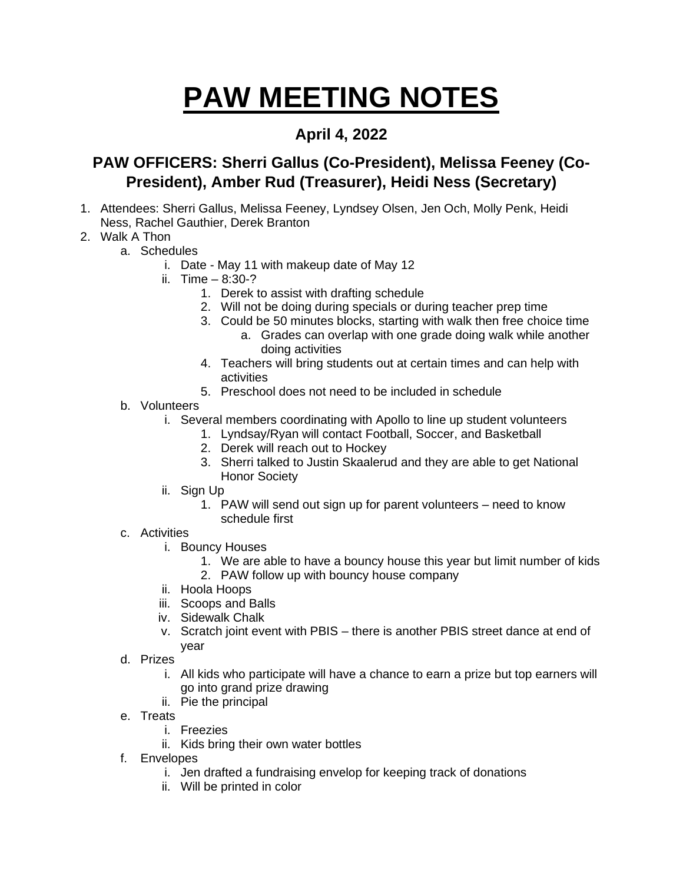# PAW MEETING NOTES

## April 4, 2022

### PAW OFFICERS: Sherri Gallus (Co-President), Melissa Feeney (Co-President), Amber Rud (Treasurer), Heidi Ness (Secretary)

1. Attendees: Sherri Gallus, Melissa Feeney, Lyndsey Olsen, Jen Och, Molly Penk, Heidi Ness, Rachel Gauthier, Derek Branton
2. Walk A Thon
   a. Schedules
      i. Date - May 11 with makeup date of May 12
      ii. Time – 8:30-?
         1. Derek to assist with drafting schedule
         2. Will not be doing during specials or during teacher prep time
         3. Could be 50 minutes blocks, starting with walk then free choice time
            a. Grades can overlap with one grade doing walk while another doing activities
         4. Teachers will bring students out at certain times and can help with activities
         5. Preschool does not need to be included in schedule
   b. Volunteers
      i. Several members coordinating with Apollo to line up student volunteers
         1. Lyndsay/Ryan will contact Football, Soccer, and Basketball
         2. Derek will reach out to Hockey
         3. Sherri talked to Justin Skaalerud and they are able to get National Honor Society
      ii. Sign Up
         1. PAW will send out sign up for parent volunteers – need to know schedule first
   c. Activities
      i. Bouncy Houses
         1. We are able to have a bouncy house this year but limit number of kids
         2. PAW follow up with bouncy house company
      ii. Hoola Hoops
      iii. Scoops and Balls
      iv. Sidewalk Chalk
      v. Scratch joint event with PBIS – there is another PBIS street dance at end of year
   d. Prizes
      i. All kids who participate will have a chance to earn a prize but top earners will go into grand prize drawing
      ii. Pie the principal
   e. Treats
      i. Freezies
      ii. Kids bring their own water bottles
   f. Envelopes
      i. Jen drafted a fundraising envelop for keeping track of donations
      ii. Will be printed in color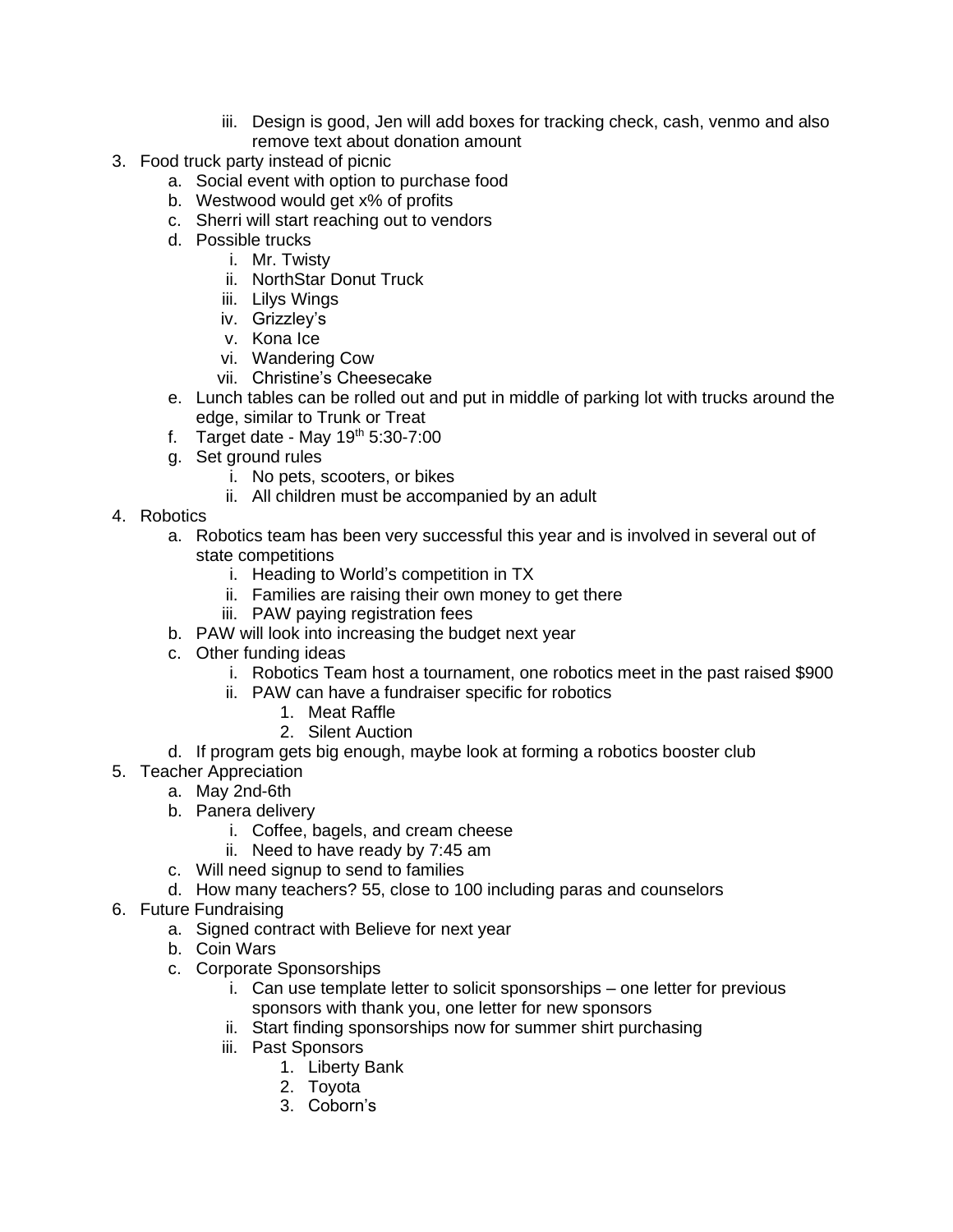iii. Design is good, Jen will add boxes for tracking check, cash, venmo and also remove text about donation amount

3. Food truck party instead of picnic
   a. Social event with option to purchase food
   b. Westwood would get x% of profits
   c. Sherri will start reaching out to vendors
   d. Possible trucks
      i. Mr. Twisty
      ii. NorthStar Donut Truck
      iii. Lilys Wings
      iv. Grizzley's
      v. Kona Ice
      vi. Wandering Cow
      vii. Christine's Cheesecake
   e. Lunch tables can be rolled out and put in middle of parking lot with trucks around the edge, similar to Trunk or Treat
   f. Target date - May 19th 5:30-7:00
   g. Set ground rules
      i. No pets, scooters, or bikes
      ii. All children must be accompanied by an adult
4. Robotics
   a. Robotics team has been very successful this year and is involved in several out of state competitions
      i. Heading to World's competition in TX
      ii. Families are raising their own money to get there
      iii. PAW paying registration fees
   b. PAW will look into increasing the budget next year
   c. Other funding ideas
      i. Robotics Team host a tournament, one robotics meet in the past raised $900
      ii. PAW can have a fundraiser specific for robotics
         1. Meat Raffle
         2. Silent Auction
   d. If program gets big enough, maybe look at forming a robotics booster club
5. Teacher Appreciation
   a. May 2nd-6th
   b. Panera delivery
      i. Coffee, bagels, and cream cheese
      ii. Need to have ready by 7:45 am
   c. Will need signup to send to families
   d. How many teachers? 55, close to 100 including paras and counselors
6. Future Fundraising
   a. Signed contract with Believe for next year
   b. Coin Wars
   c. Corporate Sponsorships
      i. Can use template letter to solicit sponsorships – one letter for previous sponsors with thank you, one letter for new sponsors
      ii. Start finding sponsorships now for summer shirt purchasing
      iii. Past Sponsors
         1. Liberty Bank
         2. Toyota
         3. Coborn's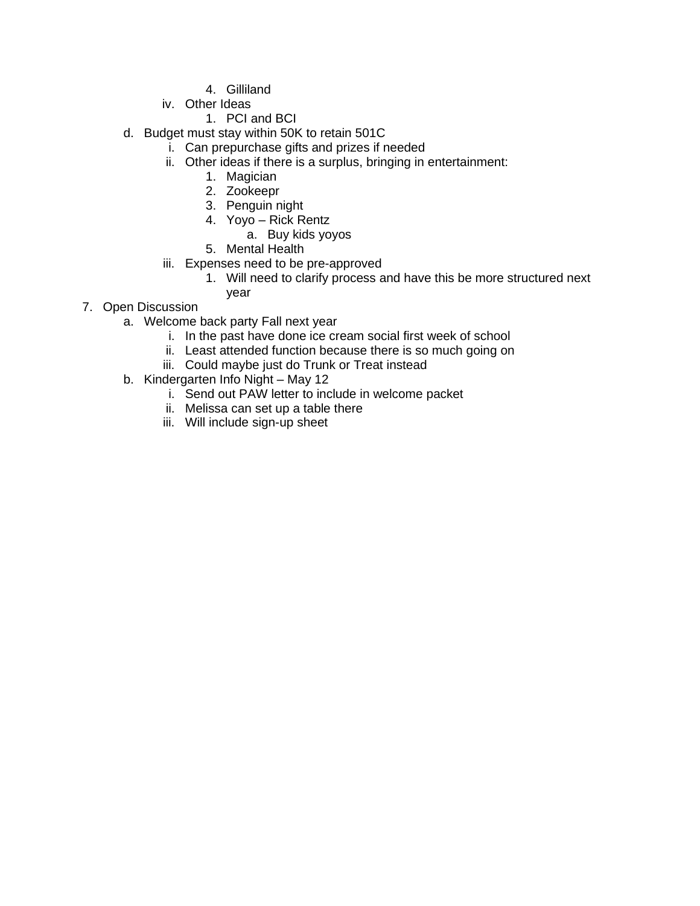4. Gilliland
        iv. Other Ideas
            1. PCI and BCI
    d. Budget must stay within 50K to retain 501C
        i. Can prepurchase gifts and prizes if needed
        ii. Other ideas if there is a surplus, bringing in entertainment:
            1. Magician
            2. Zookeepr
            3. Penguin night
            4. Yoyo – Rick Rentz
                a. Buy kids yoyos
            5. Mental Health
        iii. Expenses need to be pre-approved
            1. Will need to clarify process and have this be more structured next year

7. Open Discussion
    a. Welcome back party Fall next year
        i. In the past have done ice cream social first week of school
        ii. Least attended function because there is so much going on
        iii. Could maybe just do Trunk or Treat instead
    b. Kindergarten Info Night – May 12
        i. Send out PAW letter to include in welcome packet
        ii. Melissa can set up a table there
        iii. Will include sign-up sheet